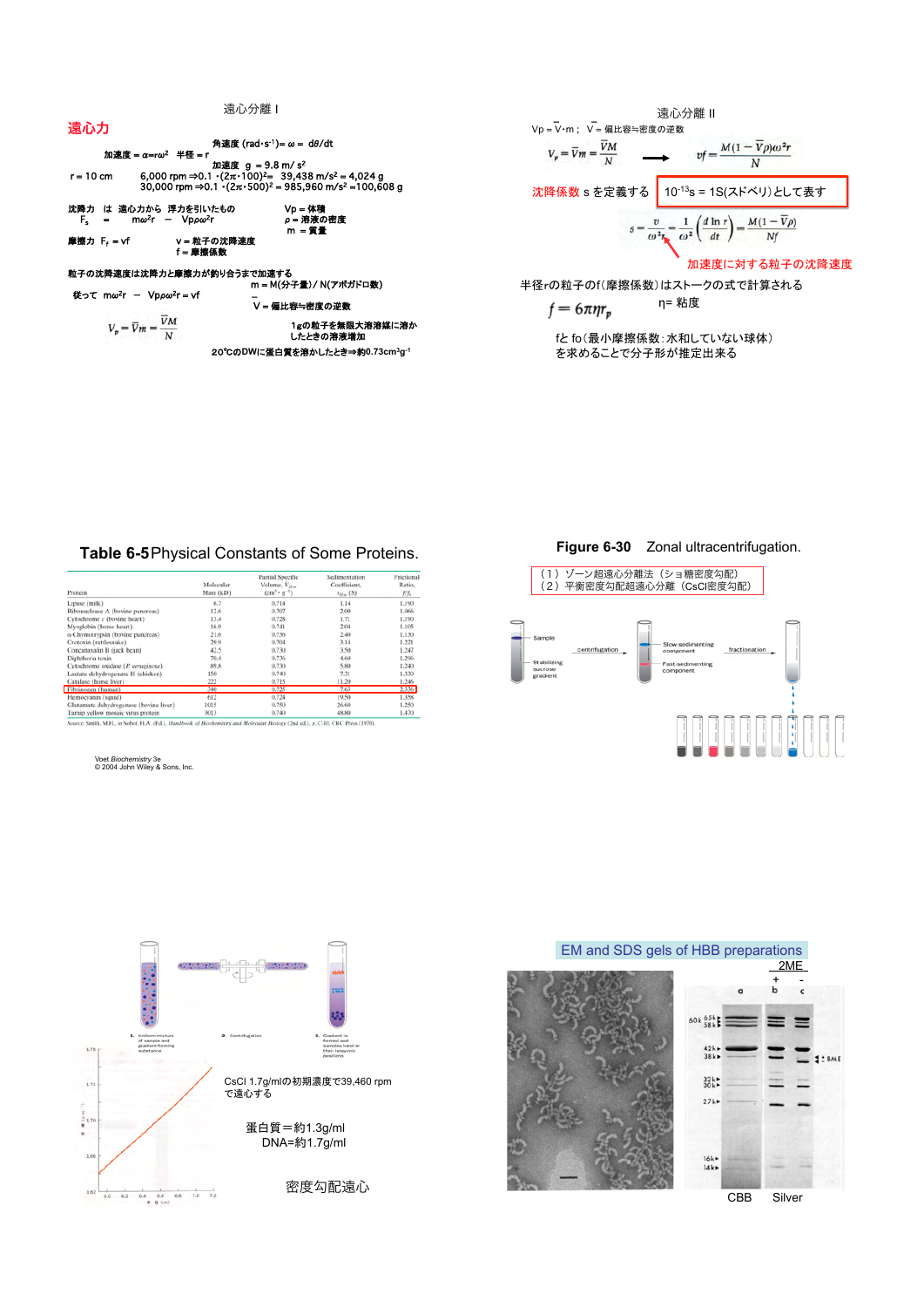## 遠心分離 I

**遠心力**

角速度 (rad・s⁻¹)= $\omega = d\theta/dt$

加速度 = $\alpha = r\omega^2$　半径 = r

加速度　g = 9.8 m/ s²

r = 10 cm　　6,000 rpm ⇒0.1 ・(2π・100)²=　39,438 m/s² = 4,024 g
　　　　　　30,000 rpm ⇒0.1 ・(2π・500)² = 985,960 m/s² =100,608 g

沈降力　は　遠心力から　浮力を引いたもの
$F_s$　=　$m\omega^2 r$　−　$V_p \rho \omega^2 r$

$V_p$ = 体積
$\rho$ = 溶液の密度
m = 質量

摩擦力　$F_f$ = vf　　v = 粒子の沈降速度
　　　　　　　　　f = 摩擦係数

粒子の沈降速度は沈降力と摩擦力が釣り合うまで加速する

m = M(分子量) / N(アボガドロ数)

従って　$m\omega^2 r$　−　$V_p \rho \omega^2 r$ = vf

$\bar{V}$ = 偏比容≒密度の逆数

$$V_p = \bar{V}m = \frac{\bar{V}M}{N}$$

1gの粒子を無限大溶溶媒に溶か したときの溶液増加

20℃のDWに蛋白質を溶かしたとき⇒約0.73cm³g⁻¹

## 遠心分離 II

$V_p = \bar{V}\cdot m$；　$\bar{V}$ = 偏比容≒密度の逆数

$$V_p = \bar{V}m = \frac{\bar{V}M}{N} \longrightarrow vf = \frac{M(1-\bar{V}\rho)\omega^2 r}{N}$$

沈降係数 s を定義する　　$10^{-13}$s = 1S(スドベリ)として表す

$$s = \frac{v}{\omega^2 r} = \frac{1}{\omega^2}\left(\frac{d\ln r}{dt}\right) = \frac{M(1-\bar{V}\rho)}{Nf}$$

加速度に対する粒子の沈降速度

半径rの粒子のf(摩擦係数)はストークの式で計算される

$$f = 6\pi\eta r_p$$

η= 粘度

fと fo(最小摩擦係数:水和していない球体)
を求めることで分子形が推定出来る

**Table 6-5** Physical Constants of Some Proteins.

| Protein | Molecular Mass (kD) | Partial Specific Volume, $\bar{V}_{20,w}$ (cm³ · g⁻¹) | Sedimentation Coefficient, $s_{20,w}$ (S) | Frictional Ratio, $f/f_0$ |
|---|---|---|---|---|
| Lipase (milk) | 6.7 | 0.714 | 1.14 | 1.190 |
| Ribonuclease A (bovine pancreas) | 12.6 | 0.707 | 2.00 | 1.066 |
| Cytochrome c (bovine heart) | 13.4 | 0.728 | 1.71 | 1.190 |
| Myoglobin (horse heart) | 16.9 | 0.741 | 2.04 | 1.105 |
| α-Chymotrypsin (bovine pancreas) | 21.6 | 0.736 | 2.40 | 1.130 |
| Crotoxin (rattlesnake) | 29.9 | 0.704 | 3.14 | 1.221 |
| Concanavalin B (jack bean) | 42.5 | 0.730 | 3.50 | 1.247 |
| Diphtheria toxin | 70.4 | 0.736 | 4.60 | 1.296 |
| Cytochrome oxidase (P. aeruginosa) | 89.8 | 0.730 | 5.80 | 1.240 |
| Lactate dehydrogenase H (chicken) | 150 | 0.740 | 7.31 | 1.330 |
| Catalase (horse liver) | 222 | 0.715 | 11.20 | 1.246 |
| Fibrinogen (human) | 340 | 0.725 | 7.63 | 2.336 |
| Hemocyanin (squid) | 612 | 0.724 | 19.50 | 1.358 |
| Glutamate dehydrogenase (bovine liver) | 1015 | 0.750 | 26.60 | 1.250 |
| Turnip yellow mosaic virus protein | 3013 | 0.740 | 48.80 | 1.470 |

Source: Smith, M.H., in Sober, H.A. (Ed.), Handbook of Biochemistry and Molecular Biology (2nd ed.), p. C-10, CRC Press (1970).

Voet *Biochemistry* 3e
© 2004 John Wiley & Sons, Inc.

**Figure 6-30**　Zonal ultracentrifugation.

（１）ゾーン超遠心分離法（ショ糖密度勾配）
（２）平衡密度勾配超遠心分離（CsCl密度勾配）

Sample　Stabilizing sucrose gradient　centrifugation　Slow-sedimenting component　Fast-sedimenting component　fractionation

1. Uniform mixture of sample and gradient-forming substance　2. Centrifugation　3. Gradient is formed and samples band at their isopycnic positions

CsCl 1.7g/mlの初期濃度で39,460 rpm
で遠心する

蛋白質＝約1.3g/ml
DNA=約1.7g/ml

密度勾配遠心

EM and SDS gels of HBB preparations

2ME

a　b (+)　c (-)

60k　65k　58k　42k　38k　32k　30k　27k　16k　14k　BME

CBB　Silver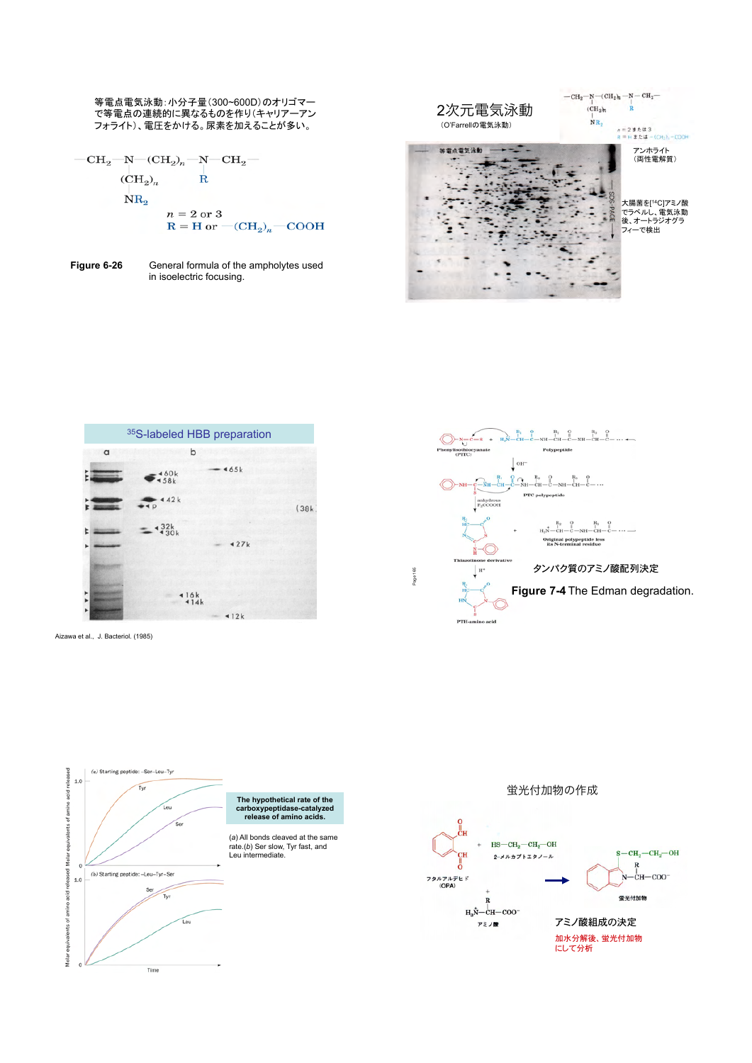等電点電気泳動：小分子量（300~600D）のオリゴマーで等電点の連続的に異なるものを作り（キャリアーアンフォライト）、電圧をかける。尿素を加えることが多い。

$$-CH_2-N-(CH_2)_n-N-CH_2-$$

$$(CH_2)_n \quad R$$

$$NR_2$$

$n = 2$ or $3$

$R = H$ or $-(CH_2)_n-COOH$

**Figure 6-26** General formula of the ampholytes used in isoelectric focusing.

## 2次元電気泳動

（O'Farrellの電気泳動）

$n = 2$ または 3

$R = H$ または $-(CH_2)_n-COOH$

アンホライト（両性電解質）

等電点電気泳動

SDS-PAGE

大腸菌を[$^{14}C$]アミノ酸でラベルし、電気泳動後、オートラジオグラフィーで検出

$^{35}S$-labeled HBB preparation

a b

60k, 58k, 42k, P, 32k, 30k, 16k, 14k, 65k, 27k, 12k, (38k)

Aizawa et al., J. Bacteriol. (1985)

Phenylisothiocyanate (PITC)

Polypeptide

$OH^-$

PTC polypeptide

anhydrous $F_3CCOOH$

Thiazolinone derivative

Original polypeptide less its N-terminal residue

$H^+$

PTH-amino acid

タンパク質のアミノ酸配列決定

**Figure 7-4** The Edman degradation.

(a) Starting peptide: –Ser–Leu–Tyr

(b) Starting peptide: –Leu–Tyr–Ser

Molar equivalents of amino acid released

Time

**The hypothetical rate of the carboxypeptidase-catalyzed release of amino acids.**

(*a*) All bonds cleaved at the same rate.(*b*) Ser slow, Tyr fast, and Leu intermediate.

## 蛍光付加物の作成

フタルアルデヒド (OPA)

$HS-CH_2-CH_2-OH$

2-メルカプトエタノール

$H_3\overset{+}{N}-CH-COO^-$

アミノ酸

$S-CH_2-CH_2-OH$

$N-CH-COO^-$

蛍光付加物

アミノ酸組成の決定

加水分解後、蛍光付加物にして分析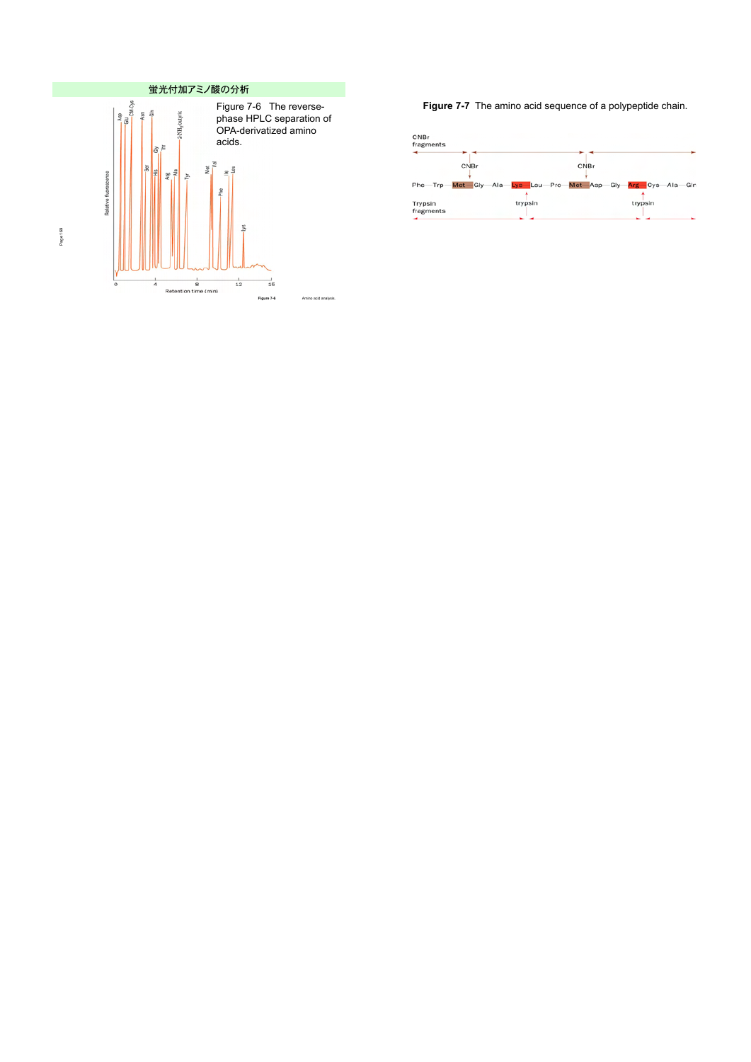## 蛍光付加アミノ酸の分析

Figure 7-6 The reverse-phase HPLC separation of OPA-derivatized amino acids.

Asp
Glu
CM-Cys
Asn
Gln
Ser
His
Gly
Thr
Arg
Ala
2-NH$_2$-butyric
Tyr
Met
Val
Phe
Ile
Leu
Lys

Relative fluorescence

0
4
8
12
16
Retention time (min)

Figure 7-6 Amino acid analysis.

**Figure 7-7** The amino acid sequence of a polypeptide chain.

CNBr fragments

CNBr
CNBr

Phe—Trp—Met—Gly—Ala—Lys—Leu—Pro—Met—Asp—Gly—Arg—Cys—Ala—Gln

trypsin
trypsin

Trypsin fragments